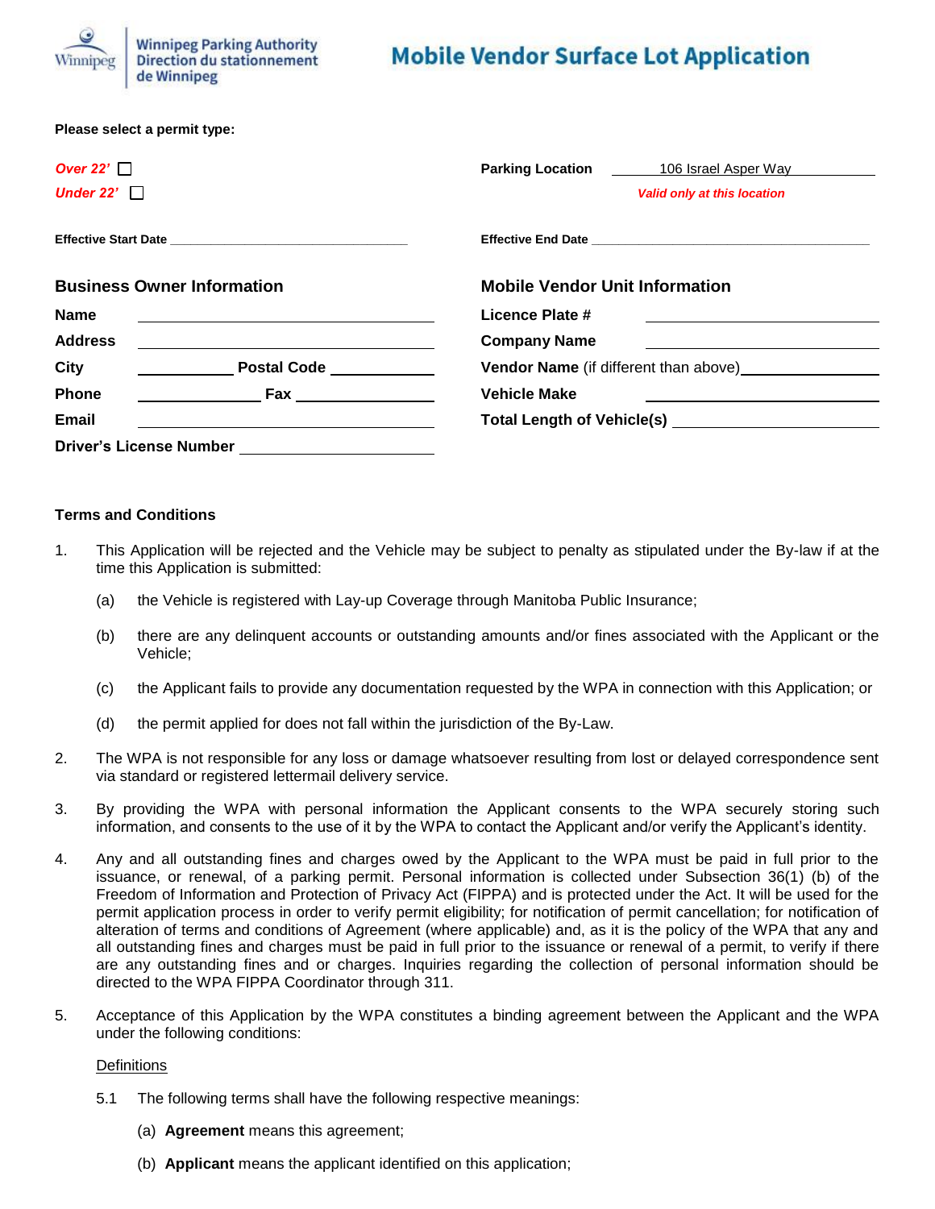Winnipeg Parking Authority
Direction du stationnement de Winnipeg

# Mobile Vendor Surface Lot Application

**Please select a permit type:**

*Over 22'* ☐
*Under 22'* ☐

**Parking Location** 106 Israel Asper Way
*Valid only at this location*

**Effective Start Date** ______________________

**Effective End Date** ______________________

## Business Owner Information

**Name** ______________________
**Address** ______________________
**City** ____________ **Postal Code** ____________
**Phone** ____________ **Fax** ____________
**Email** ______________________
**Driver's License Number** ______________________

## Mobile Vendor Unit Information

**Licence Plate #** ______________________
**Company Name** ______________________
**Vendor Name** (if different than above) ______________________
**Vehicle Make** ______________________
**Total Length of Vehicle(s)** ______________________

### Terms and Conditions

1. This Application will be rejected and the Vehicle may be subject to penalty as stipulated under the By-law if at the time this Application is submitted:

   (a) the Vehicle is registered with Lay-up Coverage through Manitoba Public Insurance;

   (b) there are any delinquent accounts or outstanding amounts and/or fines associated with the Applicant or the Vehicle;

   (c) the Applicant fails to provide any documentation requested by the WPA in connection with this Application; or

   (d) the permit applied for does not fall within the jurisdiction of the By-Law.

2. The WPA is not responsible for any loss or damage whatsoever resulting from lost or delayed correspondence sent via standard or registered lettermail delivery service.

3. By providing the WPA with personal information the Applicant consents to the WPA securely storing such information, and consents to the use of it by the WPA to contact the Applicant and/or verify the Applicant's identity.

4. Any and all outstanding fines and charges owed by the Applicant to the WPA must be paid in full prior to the issuance, or renewal, of a parking permit. Personal information is collected under Subsection 36(1) (b) of the Freedom of Information and Protection of Privacy Act (FIPPA) and is protected under the Act. It will be used for the permit application process in order to verify permit eligibility; for notification of permit cancellation; for notification of alteration of terms and conditions of Agreement (where applicable) and, as it is the policy of the WPA that any and all outstanding fines and charges must be paid in full prior to the issuance or renewal of a permit, to verify if there are any outstanding fines and or charges. Inquiries regarding the collection of personal information should be directed to the WPA FIPPA Coordinator through 311.

5. Acceptance of this Application by the WPA constitutes a binding agreement between the Applicant and the WPA under the following conditions:

   Definitions

   5.1 The following terms shall have the following respective meanings:

   (a) **Agreement** means this agreement;

   (b) **Applicant** means the applicant identified on this application;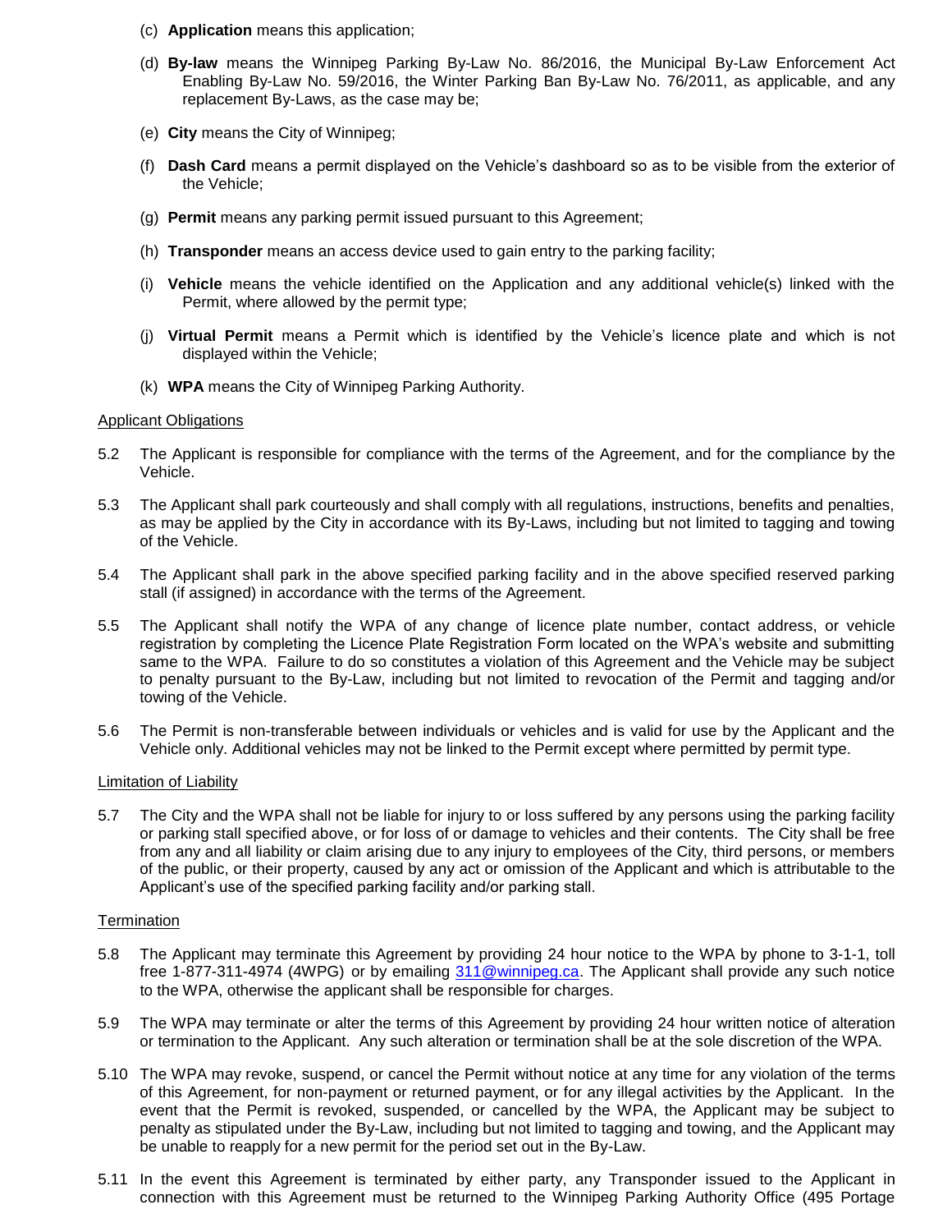(c) **Application** means this application;

(d) **By-law** means the Winnipeg Parking By-Law No. 86/2016, the Municipal By-Law Enforcement Act Enabling By-Law No. 59/2016, the Winter Parking Ban By-Law No. 76/2011, as applicable, and any replacement By-Laws, as the case may be;

(e) **City** means the City of Winnipeg;

(f) **Dash Card** means a permit displayed on the Vehicle's dashboard so as to be visible from the exterior of the Vehicle;

(g) **Permit** means any parking permit issued pursuant to this Agreement;

(h) **Transponder** means an access device used to gain entry to the parking facility;

(i) **Vehicle** means the vehicle identified on the Application and any additional vehicle(s) linked with the Permit, where allowed by the permit type;

(j) **Virtual Permit** means a Permit which is identified by the Vehicle's licence plate and which is not displayed within the Vehicle;

(k) **WPA** means the City of Winnipeg Parking Authority.

Applicant Obligations

5.2 The Applicant is responsible for compliance with the terms of the Agreement, and for the compliance by the Vehicle.

5.3 The Applicant shall park courteously and shall comply with all regulations, instructions, benefits and penalties, as may be applied by the City in accordance with its By-Laws, including but not limited to tagging and towing of the Vehicle.

5.4 The Applicant shall park in the above specified parking facility and in the above specified reserved parking stall (if assigned) in accordance with the terms of the Agreement.

5.5 The Applicant shall notify the WPA of any change of licence plate number, contact address, or vehicle registration by completing the Licence Plate Registration Form located on the WPA's website and submitting same to the WPA. Failure to do so constitutes a violation of this Agreement and the Vehicle may be subject to penalty pursuant to the By-Law, including but not limited to revocation of the Permit and tagging and/or towing of the Vehicle.

5.6 The Permit is non-transferable between individuals or vehicles and is valid for use by the Applicant and the Vehicle only. Additional vehicles may not be linked to the Permit except where permitted by permit type.

Limitation of Liability

5.7 The City and the WPA shall not be liable for injury to or loss suffered by any persons using the parking facility or parking stall specified above, or for loss of or damage to vehicles and their contents. The City shall be free from any and all liability or claim arising due to any injury to employees of the City, third persons, or members of the public, or their property, caused by any act or omission of the Applicant and which is attributable to the Applicant's use of the specified parking facility and/or parking stall.

Termination

5.8 The Applicant may terminate this Agreement by providing 24 hour notice to the WPA by phone to 3-1-1, toll free 1-877-311-4974 (4WPG) or by emailing 311@winnipeg.ca. The Applicant shall provide any such notice to the WPA, otherwise the applicant shall be responsible for charges.

5.9 The WPA may terminate or alter the terms of this Agreement by providing 24 hour written notice of alteration or termination to the Applicant. Any such alteration or termination shall be at the sole discretion of the WPA.

5.10 The WPA may revoke, suspend, or cancel the Permit without notice at any time for any violation of the terms of this Agreement, for non-payment or returned payment, or for any illegal activities by the Applicant. In the event that the Permit is revoked, suspended, or cancelled by the WPA, the Applicant may be subject to penalty as stipulated under the By-Law, including but not limited to tagging and towing, and the Applicant may be unable to reapply for a new permit for the period set out in the By-Law.

5.11 In the event this Agreement is terminated by either party, any Transponder issued to the Applicant in connection with this Agreement must be returned to the Winnipeg Parking Authority Office (495 Portage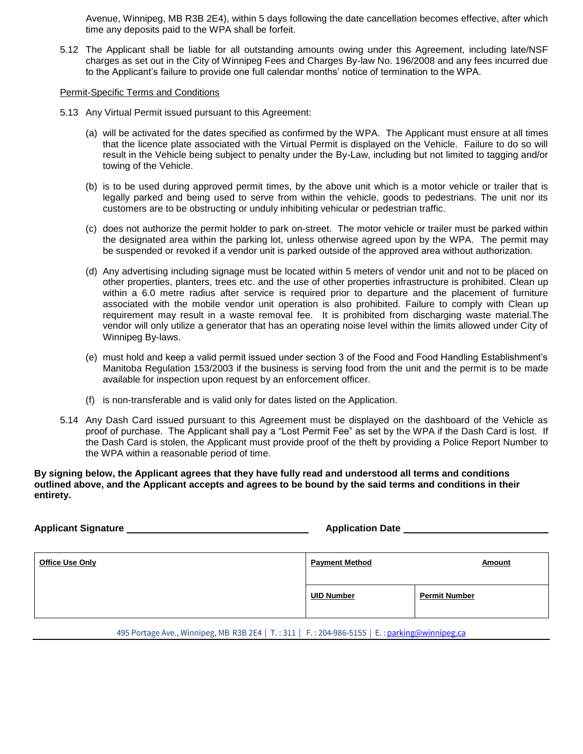Avenue, Winnipeg, MB R3B 2E4), within 5 days following the date cancellation becomes effective, after which time any deposits paid to the WPA shall be forfeit.

5.12 The Applicant shall be liable for all outstanding amounts owing under this Agreement, including late/NSF charges as set out in the City of Winnipeg Fees and Charges By-law No. 196/2008 and any fees incurred due to the Applicant's failure to provide one full calendar months' notice of termination to the WPA.

Permit-Specific Terms and Conditions

5.13 Any Virtual Permit issued pursuant to this Agreement:

(a) will be activated for the dates specified as confirmed by the WPA. The Applicant must ensure at all times that the licence plate associated with the Virtual Permit is displayed on the Vehicle. Failure to do so will result in the Vehicle being subject to penalty under the By-Law, including but not limited to tagging and/or towing of the Vehicle.

(b) is to be used during approved permit times, by the above unit which is a motor vehicle or trailer that is legally parked and being used to serve from within the vehicle, goods to pedestrians. The unit nor its customers are to be obstructing or unduly inhibiting vehicular or pedestrian traffic.

(c) does not authorize the permit holder to park on-street. The motor vehicle or trailer must be parked within the designated area within the parking lot, unless otherwise agreed upon by the WPA. The permit may be suspended or revoked if a vendor unit is parked outside of the approved area without authorization.

(d) Any advertising including signage must be located within 5 meters of vendor unit and not to be placed on other properties, planters, trees etc. and the use of other properties infrastructure is prohibited. Clean up within a 6.0 metre radius after service is required prior to departure and the placement of furniture associated with the mobile vendor unit operation is also prohibited. Failure to comply with Clean up requirement may result in a waste removal fee. It is prohibited from discharging waste material.The vendor will only utilize a generator that has an operating noise level within the limits allowed under City of Winnipeg By-laws.

(e) must hold and keep a valid permit issued under section 3 of the Food and Food Handling Establishment's Manitoba Regulation 153/2003 if the business is serving food from the unit and the permit is to be made available for inspection upon request by an enforcement officer.

(f) is non-transferable and is valid only for dates listed on the Application.

5.14 Any Dash Card issued pursuant to this Agreement must be displayed on the dashboard of the Vehicle as proof of purchase. The Applicant shall pay a "Lost Permit Fee" as set by the WPA if the Dash Card is lost. If the Dash Card is stolen, the Applicant must provide proof of the theft by providing a Police Report Number to the WPA within a reasonable period of time.

**By signing below, the Applicant agrees that they have fully read and understood all terms and conditions outlined above, and the Applicant accepts and agrees to be bound by the said terms and conditions in their entirety.**

**Applicant Signature** ______________________________ **Application Date** ______________________________

| **Office Use Only** | **Payment Method** | **Amount** |
|---|---|---|
| | **UID Number** | **Permit Number** |

495 Portage Ave., Winnipeg, MB R3B 2E4 | T. : 311 | F. : 204-986-5155 | E. : parking@winnipeg.ca